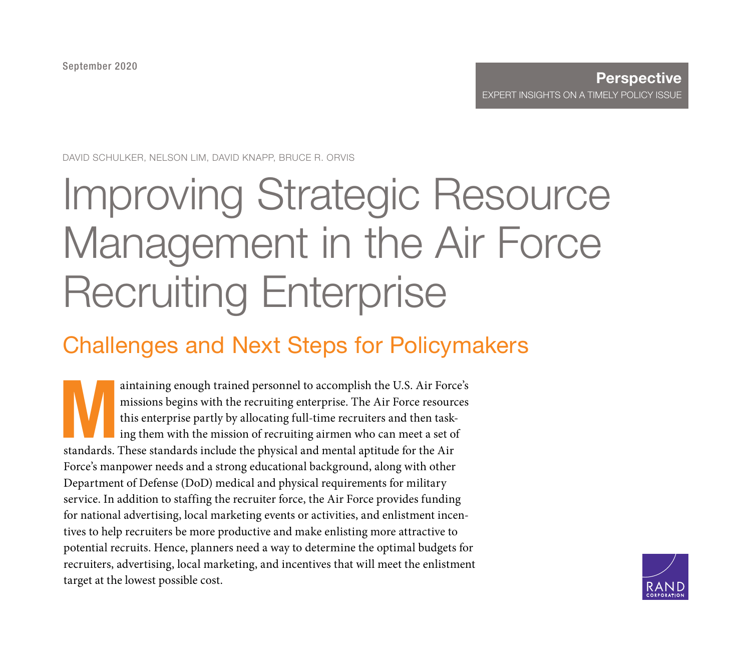September 2020

**Perspective**
EXPERT INSIGHTS ON A TIMELY POLICY ISSUE

DAVID SCHULKER, NELSON LIM, DAVID KNAPP, BRUCE R. ORVIS

# Improving Strategic Resource Management in the Air Force Recruiting Enterprise

## Challenges and Next Steps for Policymakers

Maintaining enough trained personnel to accomplish the U.S. Air Force's missions begins with the recruiting enterprise. The Air Force resources this enterprise partly by allocating full-time recruiters and then tasking them with the mission of recruiting airmen who can meet a set of standards. These standards include the physical and mental aptitude for the Air Force's manpower needs and a strong educational background, along with other Department of Defense (DoD) medical and physical requirements for military service. In addition to staffing the recruiter force, the Air Force provides funding for national advertising, local marketing events or activities, and enlistment incentives to help recruiters be more productive and make enlisting more attractive to potential recruits. Hence, planners need a way to determine the optimal budgets for recruiters, advertising, local marketing, and incentives that will meet the enlistment target at the lowest possible cost.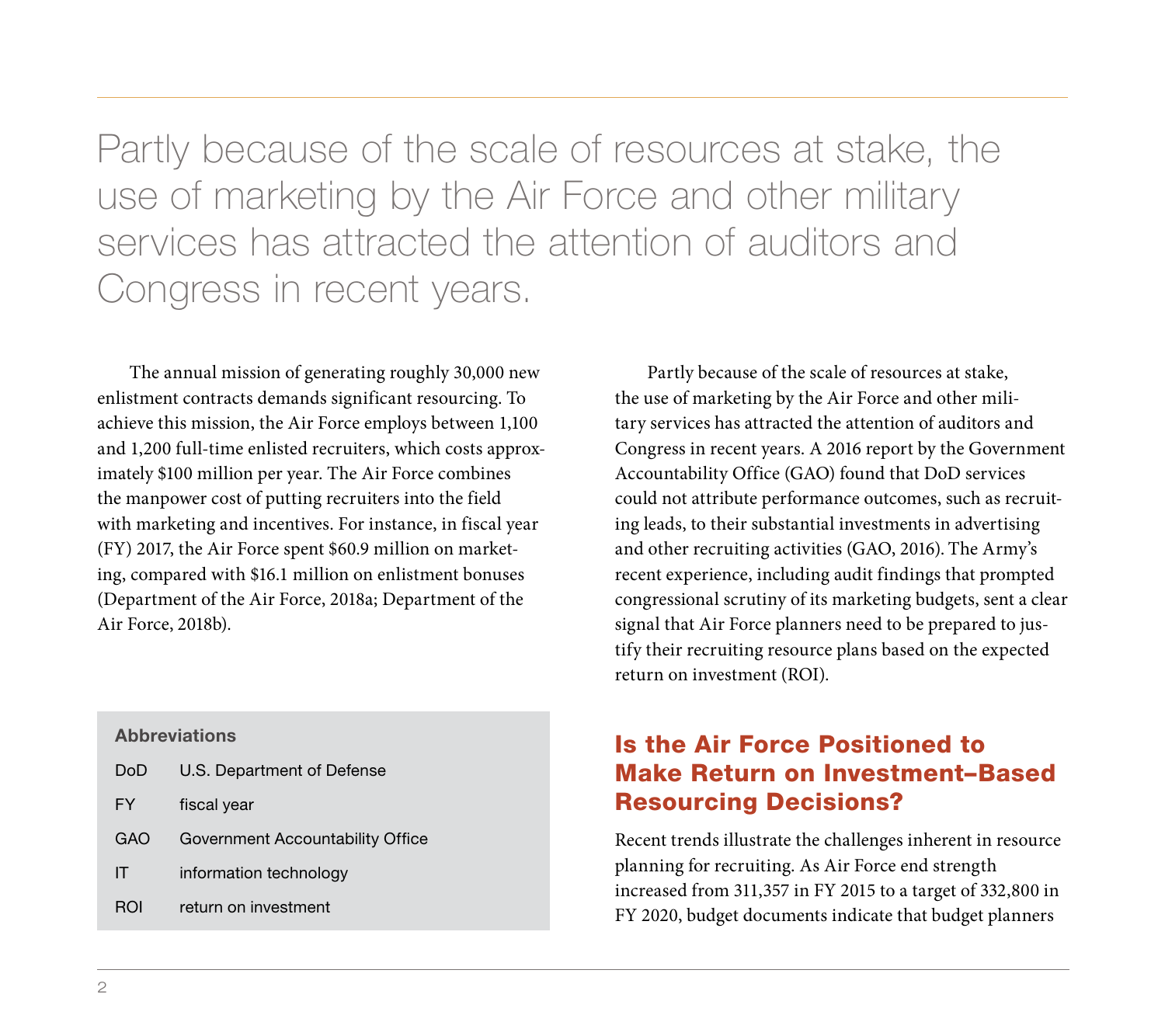> Partly because of the scale of resources at stake, the use of marketing by the Air Force and other military services has attracted the attention of auditors and Congress in recent years.

The annual mission of generating roughly 30,000 new enlistment contracts demands significant resourcing. To achieve this mission, the Air Force employs between 1,100 and 1,200 full-time enlisted recruiters, which costs approximately $100 million per year. The Air Force combines the manpower cost of putting recruiters into the field with marketing and incentives. For instance, in fiscal year (FY) 2017, the Air Force spent $60.9 million on marketing, compared with $16.1 million on enlistment bonuses (Department of the Air Force, 2018a; Department of the Air Force, 2018b).

**Abbreviations**

| | |
|---|---|
| DoD | U.S. Department of Defense |
| FY | fiscal year |
| GAO | Government Accountability Office |
| IT | information technology |
| ROI | return on investment |

Partly because of the scale of resources at stake, the use of marketing by the Air Force and other military services has attracted the attention of auditors and Congress in recent years. A 2016 report by the Government Accountability Office (GAO) found that DoD services could not attribute performance outcomes, such as recruiting leads, to their substantial investments in advertising and other recruiting activities (GAO, 2016). The Army's recent experience, including audit findings that prompted congressional scrutiny of its marketing budgets, sent a clear signal that Air Force planners need to be prepared to justify their recruiting resource plans based on the expected return on investment (ROI).

## Is the Air Force Positioned to Make Return on Investment–Based Resourcing Decisions?

Recent trends illustrate the challenges inherent in resource planning for recruiting. As Air Force end strength increased from 311,357 in FY 2015 to a target of 332,800 in FY 2020, budget documents indicate that budget planners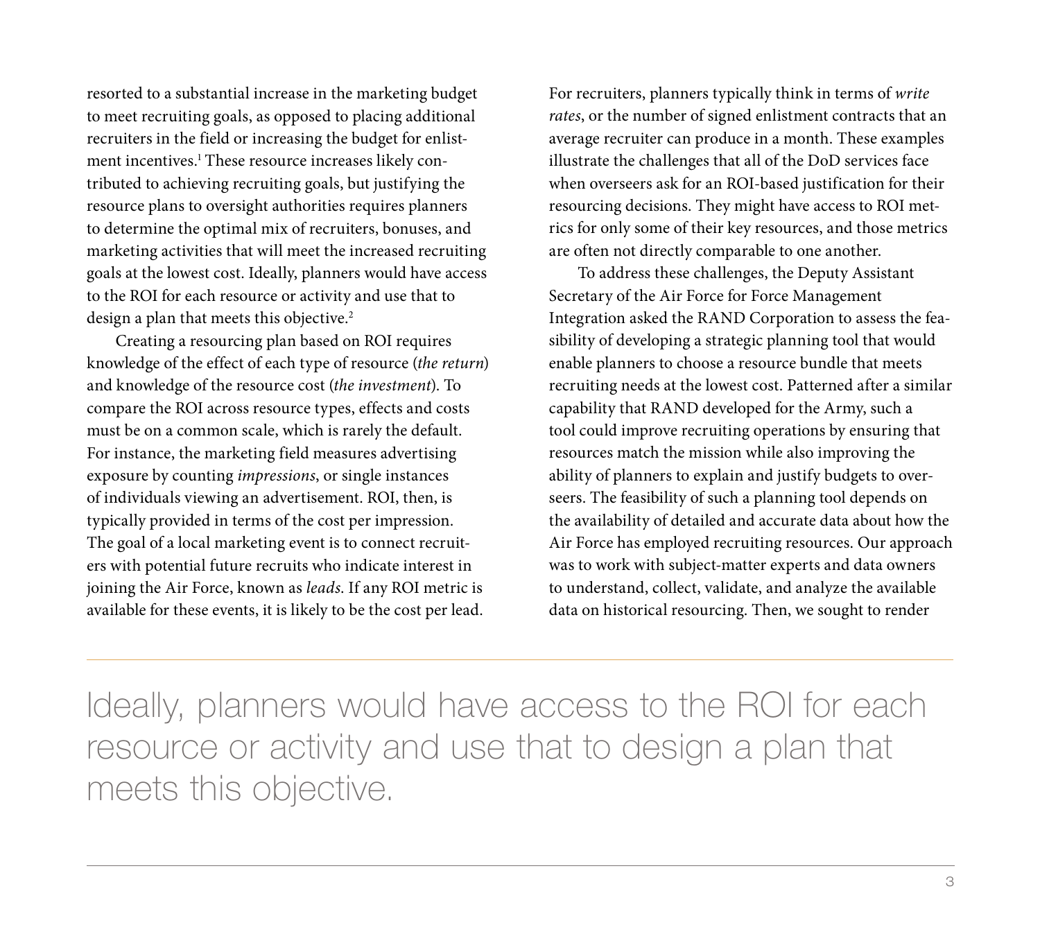resorted to a substantial increase in the marketing budget to meet recruiting goals, as opposed to placing additional recruiters in the field or increasing the budget for enlistment incentives.[1] These resource increases likely contributed to achieving recruiting goals, but justifying the resource plans to oversight authorities requires planners to determine the optimal mix of recruiters, bonuses, and marketing activities that will meet the increased recruiting goals at the lowest cost. Ideally, planners would have access to the ROI for each resource or activity and use that to design a plan that meets this objective.[2]

Creating a resourcing plan based on ROI requires knowledge of the effect of each type of resource (*the return*) and knowledge of the resource cost (*the investment*). To compare the ROI across resource types, effects and costs must be on a common scale, which is rarely the default. For instance, the marketing field measures advertising exposure by counting *impressions*, or single instances of individuals viewing an advertisement. ROI, then, is typically provided in terms of the cost per impression. The goal of a local marketing event is to connect recruiters with potential future recruits who indicate interest in joining the Air Force, known as *leads*. If any ROI metric is available for these events, it is likely to be the cost per lead. For recruiters, planners typically think in terms of *write rates*, or the number of signed enlistment contracts that an average recruiter can produce in a month. These examples illustrate the challenges that all of the DoD services face when overseers ask for an ROI-based justification for their resourcing decisions. They might have access to ROI metrics for only some of their key resources, and those metrics are often not directly comparable to one another.

To address these challenges, the Deputy Assistant Secretary of the Air Force for Force Management Integration asked the RAND Corporation to assess the feasibility of developing a strategic planning tool that would enable planners to choose a resource bundle that meets recruiting needs at the lowest cost. Patterned after a similar capability that RAND developed for the Army, such a tool could improve recruiting operations by ensuring that resources match the mission while also improving the ability of planners to explain and justify budgets to overseers. The feasibility of such a planning tool depends on the availability of detailed and accurate data about how the Air Force has employed recruiting resources. Our approach was to work with subject-matter experts and data owners to understand, collect, validate, and analyze the available data on historical resourcing. Then, we sought to render

> Ideally, planners would have access to the ROI for each resource or activity and use that to design a plan that meets this objective.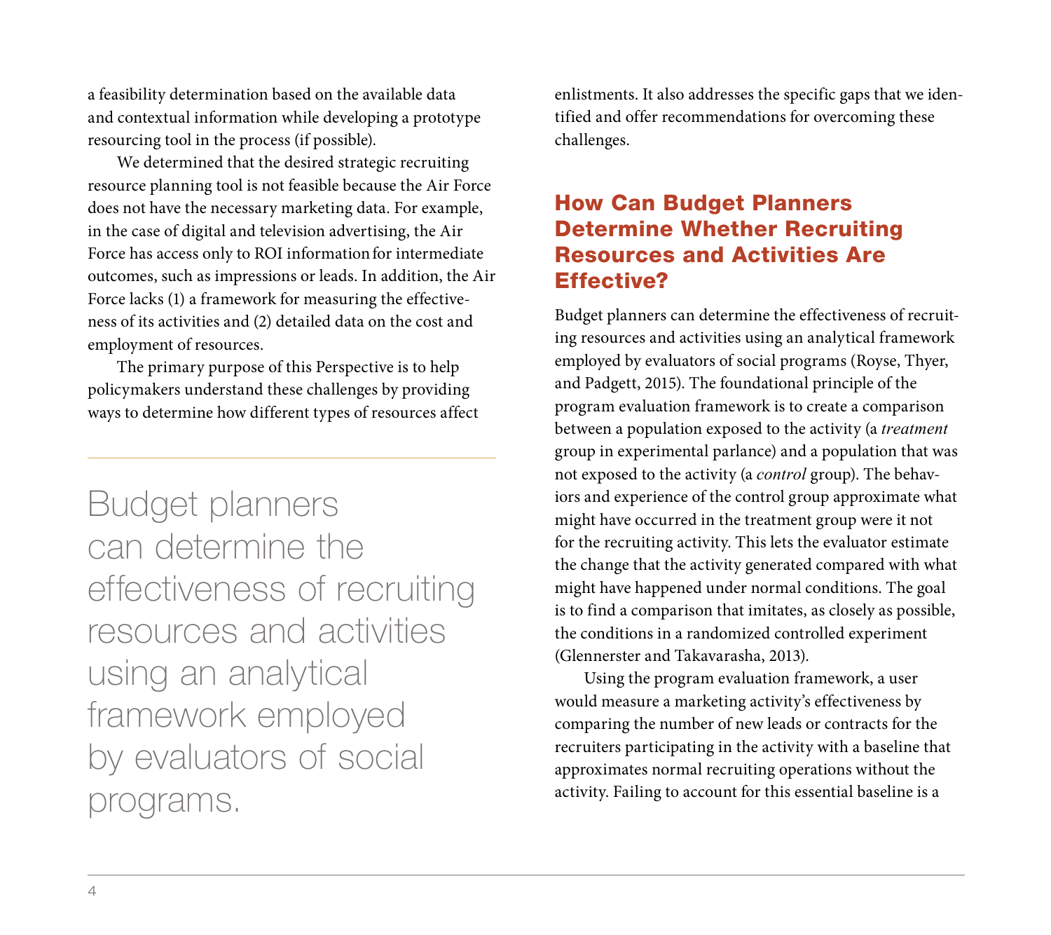a feasibility determination based on the available data and contextual information while developing a prototype resourcing tool in the process (if possible).

We determined that the desired strategic recruiting resource planning tool is not feasible because the Air Force does not have the necessary marketing data. For example, in the case of digital and television advertising, the Air Force has access only to ROI information for intermediate outcomes, such as impressions or leads. In addition, the Air Force lacks (1) a framework for measuring the effectiveness of its activities and (2) detailed data on the cost and employment of resources.

The primary purpose of this Perspective is to help policymakers understand these challenges by providing ways to determine how different types of resources affect enlistments. It also addresses the specific gaps that we identified and offer recommendations for overcoming these challenges.

> Budget planners can determine the effectiveness of recruiting resources and activities using an analytical framework employed by evaluators of social programs.

## How Can Budget Planners Determine Whether Recruiting Resources and Activities Are Effective?

Budget planners can determine the effectiveness of recruiting resources and activities using an analytical framework employed by evaluators of social programs (Royse, Thyer, and Padgett, 2015). The foundational principle of the program evaluation framework is to create a comparison between a population exposed to the activity (a *treatment* group in experimental parlance) and a population that was not exposed to the activity (a *control* group). The behaviors and experience of the control group approximate what might have occurred in the treatment group were it not for the recruiting activity. This lets the evaluator estimate the change that the activity generated compared with what might have happened under normal conditions. The goal is to find a comparison that imitates, as closely as possible, the conditions in a randomized controlled experiment (Glennerster and Takavarasha, 2013).

Using the program evaluation framework, a user would measure a marketing activity's effectiveness by comparing the number of new leads or contracts for the recruiters participating in the activity with a baseline that approximates normal recruiting operations without the activity. Failing to account for this essential baseline is a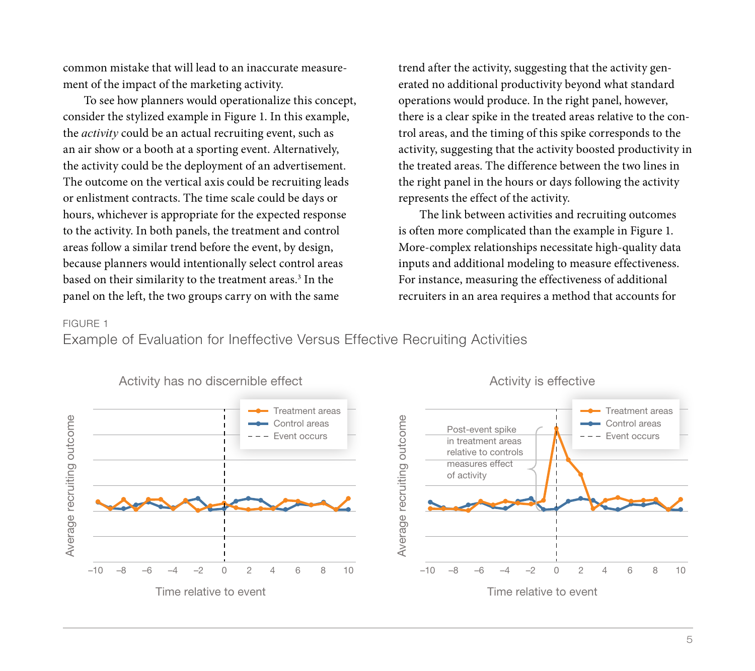common mistake that will lead to an inaccurate measurement of the impact of the marketing activity.

To see how planners would operationalize this concept, consider the stylized example in Figure 1. In this example, the *activity* could be an actual recruiting event, such as an air show or a booth at a sporting event. Alternatively, the activity could be the deployment of an advertisement. The outcome on the vertical axis could be recruiting leads or enlistment contracts. The time scale could be days or hours, whichever is appropriate for the expected response to the activity. In both panels, the treatment and control areas follow a similar trend before the event, by design, because planners would intentionally select control areas based on their similarity to the treatment areas.[3] In the panel on the left, the two groups carry on with the same trend after the activity, suggesting that the activity generated no additional productivity beyond what standard operations would produce. In the right panel, however, there is a clear spike in the treated areas relative to the control areas, and the timing of this spike corresponds to the activity, suggesting that the activity boosted productivity in the treated areas. The difference between the two lines in the right panel in the hours or days following the activity represents the effect of the activity.

The link between activities and recruiting outcomes is often more complicated than the example in Figure 1. More-complex relationships necessitate high-quality data inputs and additional modeling to measure effectiveness. For instance, measuring the effectiveness of additional recruiters in an area requires a method that accounts for

FIGURE 1

Example of Evaluation for Ineffective Versus Effective Recruiting Activities

Activity has no discernible effect

Activity is effective

Post-event spike in treatment areas relative to controls measures effect of activity

Treatment areas
Control areas
Event occurs

Average recruiting outcome

Time relative to event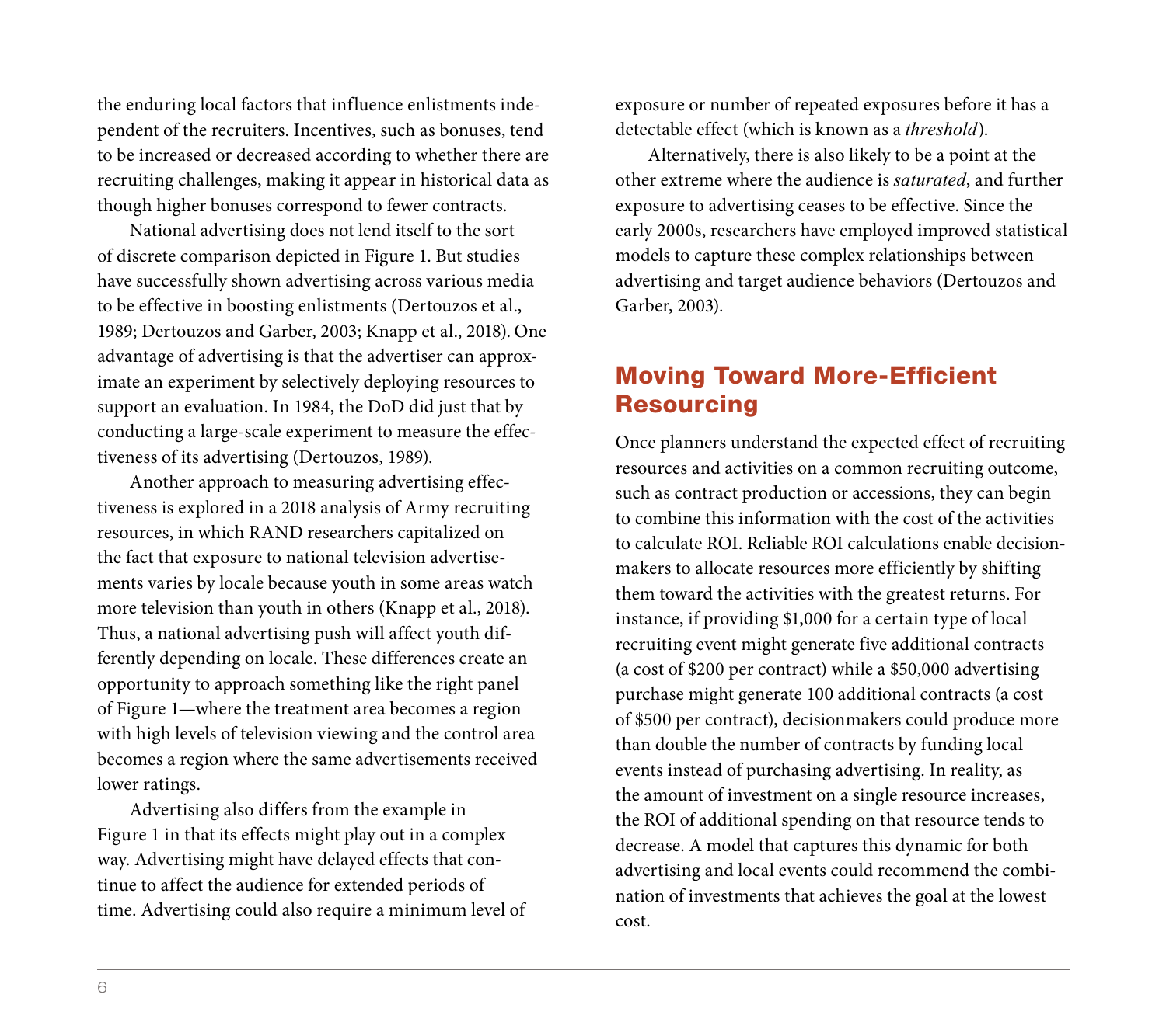the enduring local factors that influence enlistments independent of the recruiters. Incentives, such as bonuses, tend to be increased or decreased according to whether there are recruiting challenges, making it appear in historical data as though higher bonuses correspond to fewer contracts.

National advertising does not lend itself to the sort of discrete comparison depicted in Figure 1. But studies have successfully shown advertising across various media to be effective in boosting enlistments (Dertouzos et al., 1989; Dertouzos and Garber, 2003; Knapp et al., 2018). One advantage of advertising is that the advertiser can approximate an experiment by selectively deploying resources to support an evaluation. In 1984, the DoD did just that by conducting a large-scale experiment to measure the effectiveness of its advertising (Dertouzos, 1989).

Another approach to measuring advertising effectiveness is explored in a 2018 analysis of Army recruiting resources, in which RAND researchers capitalized on the fact that exposure to national television advertisements varies by locale because youth in some areas watch more television than youth in others (Knapp et al., 2018). Thus, a national advertising push will affect youth differently depending on locale. These differences create an opportunity to approach something like the right panel of Figure 1—where the treatment area becomes a region with high levels of television viewing and the control area becomes a region where the same advertisements received lower ratings.

Advertising also differs from the example in Figure 1 in that its effects might play out in a complex way. Advertising might have delayed effects that continue to affect the audience for extended periods of time. Advertising could also require a minimum level of exposure or number of repeated exposures before it has a detectable effect (which is known as a *threshold*).

Alternatively, there is also likely to be a point at the other extreme where the audience is *saturated*, and further exposure to advertising ceases to be effective. Since the early 2000s, researchers have employed improved statistical models to capture these complex relationships between advertising and target audience behaviors (Dertouzos and Garber, 2003).

## Moving Toward More-Efficient Resourcing

Once planners understand the expected effect of recruiting resources and activities on a common recruiting outcome, such as contract production or accessions, they can begin to combine this information with the cost of the activities to calculate ROI. Reliable ROI calculations enable decisionmakers to allocate resources more efficiently by shifting them toward the activities with the greatest returns. For instance, if providing $1,000 for a certain type of local recruiting event might generate five additional contracts (a cost of $200 per contract) while a $50,000 advertising purchase might generate 100 additional contracts (a cost of $500 per contract), decisionmakers could produce more than double the number of contracts by funding local events instead of purchasing advertising. In reality, as the amount of investment on a single resource increases, the ROI of additional spending on that resource tends to decrease. A model that captures this dynamic for both advertising and local events could recommend the combination of investments that achieves the goal at the lowest cost.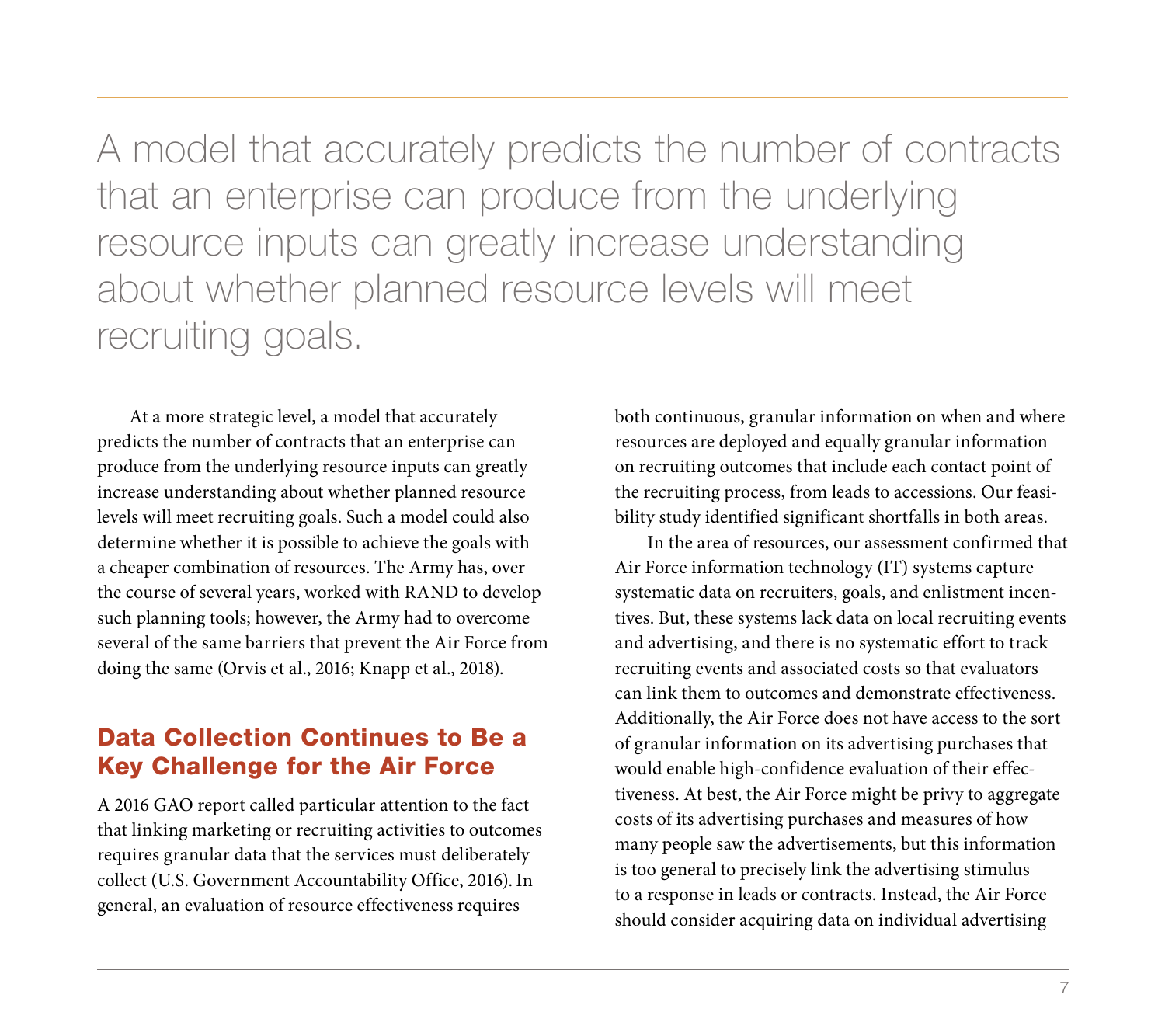A model that accurately predicts the number of contracts that an enterprise can produce from the underlying resource inputs can greatly increase understanding about whether planned resource levels will meet recruiting goals.

At a more strategic level, a model that accurately predicts the number of contracts that an enterprise can produce from the underlying resource inputs can greatly increase understanding about whether planned resource levels will meet recruiting goals. Such a model could also determine whether it is possible to achieve the goals with a cheaper combination of resources. The Army has, over the course of several years, worked with RAND to develop such planning tools; however, the Army had to overcome several of the same barriers that prevent the Air Force from doing the same (Orvis et al., 2016; Knapp et al., 2018).

## Data Collection Continues to Be a Key Challenge for the Air Force

A 2016 GAO report called particular attention to the fact that linking marketing or recruiting activities to outcomes requires granular data that the services must deliberately collect (U.S. Government Accountability Office, 2016). In general, an evaluation of resource effectiveness requires both continuous, granular information on when and where resources are deployed and equally granular information on recruiting outcomes that include each contact point of the recruiting process, from leads to accessions. Our feasibility study identified significant shortfalls in both areas.

In the area of resources, our assessment confirmed that Air Force information technology (IT) systems capture systematic data on recruiters, goals, and enlistment incentives. But, these systems lack data on local recruiting events and advertising, and there is no systematic effort to track recruiting events and associated costs so that evaluators can link them to outcomes and demonstrate effectiveness. Additionally, the Air Force does not have access to the sort of granular information on its advertising purchases that would enable high-confidence evaluation of their effectiveness. At best, the Air Force might be privy to aggregate costs of its advertising purchases and measures of how many people saw the advertisements, but this information is too general to precisely link the advertising stimulus to a response in leads or contracts. Instead, the Air Force should consider acquiring data on individual advertising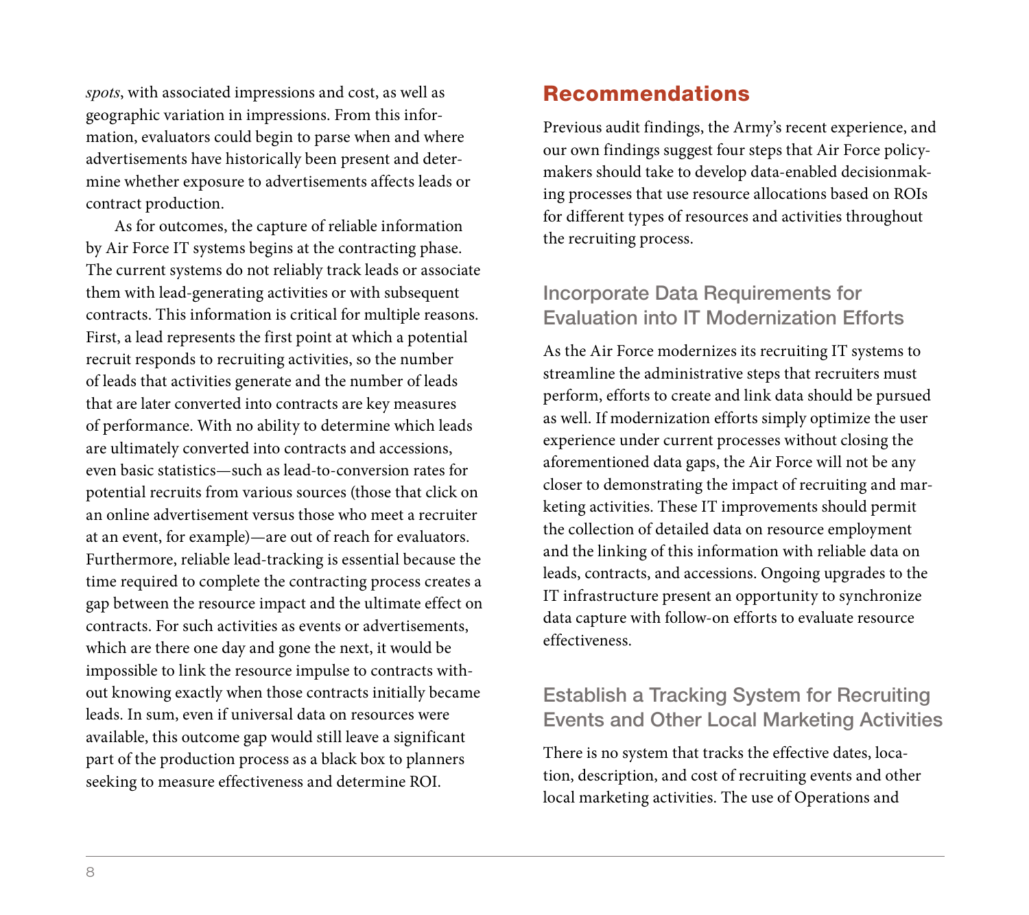*spots*, with associated impressions and cost, as well as geographic variation in impressions. From this information, evaluators could begin to parse when and where advertisements have historically been present and determine whether exposure to advertisements affects leads or contract production.

As for outcomes, the capture of reliable information by Air Force IT systems begins at the contracting phase. The current systems do not reliably track leads or associate them with lead-generating activities or with subsequent contracts. This information is critical for multiple reasons. First, a lead represents the first point at which a potential recruit responds to recruiting activities, so the number of leads that activities generate and the number of leads that are later converted into contracts are key measures of performance. With no ability to determine which leads are ultimately converted into contracts and accessions, even basic statistics—such as lead-to-conversion rates for potential recruits from various sources (those that click on an online advertisement versus those who meet a recruiter at an event, for example)—are out of reach for evaluators. Furthermore, reliable lead-tracking is essential because the time required to complete the contracting process creates a gap between the resource impact and the ultimate effect on contracts. For such activities as events or advertisements, which are there one day and gone the next, it would be impossible to link the resource impulse to contracts without knowing exactly when those contracts initially became leads. In sum, even if universal data on resources were available, this outcome gap would still leave a significant part of the production process as a black box to planners seeking to measure effectiveness and determine ROI.

## Recommendations

Previous audit findings, the Army's recent experience, and our own findings suggest four steps that Air Force policymakers should take to develop data-enabled decisionmaking processes that use resource allocations based on ROIs for different types of resources and activities throughout the recruiting process.

### Incorporate Data Requirements for Evaluation into IT Modernization Efforts

As the Air Force modernizes its recruiting IT systems to streamline the administrative steps that recruiters must perform, efforts to create and link data should be pursued as well. If modernization efforts simply optimize the user experience under current processes without closing the aforementioned data gaps, the Air Force will not be any closer to demonstrating the impact of recruiting and marketing activities. These IT improvements should permit the collection of detailed data on resource employment and the linking of this information with reliable data on leads, contracts, and accessions. Ongoing upgrades to the IT infrastructure present an opportunity to synchronize data capture with follow-on efforts to evaluate resource effectiveness.

### Establish a Tracking System for Recruiting Events and Other Local Marketing Activities

There is no system that tracks the effective dates, location, description, and cost of recruiting events and other local marketing activities. The use of Operations and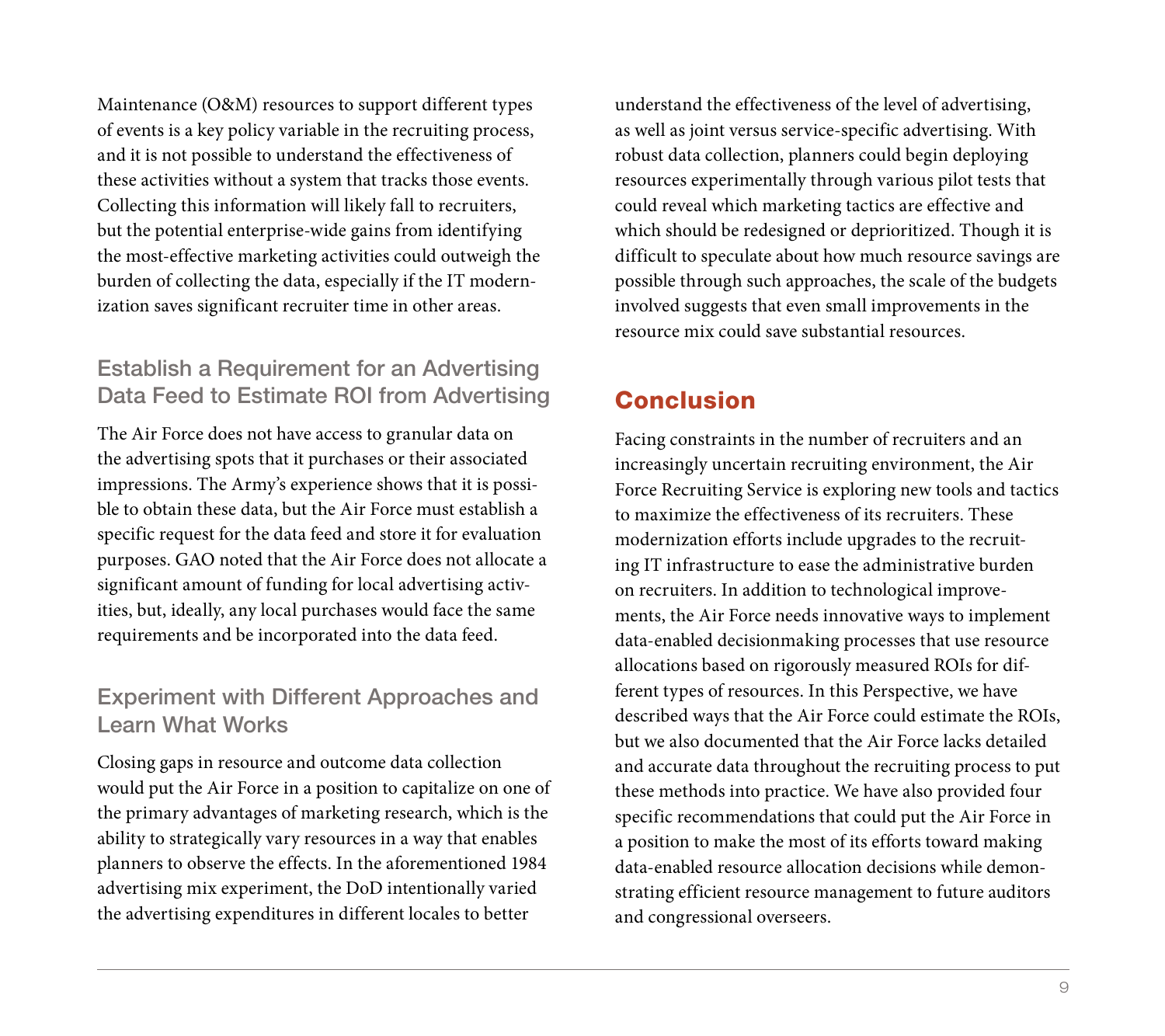Maintenance (O&M) resources to support different types of events is a key policy variable in the recruiting process, and it is not possible to understand the effectiveness of these activities without a system that tracks those events. Collecting this information will likely fall to recruiters, but the potential enterprise-wide gains from identifying the most-effective marketing activities could outweigh the burden of collecting the data, especially if the IT modernization saves significant recruiter time in other areas.

### Establish a Requirement for an Advertising Data Feed to Estimate ROI from Advertising

The Air Force does not have access to granular data on the advertising spots that it purchases or their associated impressions. The Army's experience shows that it is possible to obtain these data, but the Air Force must establish a specific request for the data feed and store it for evaluation purposes. GAO noted that the Air Force does not allocate a significant amount of funding for local advertising activities, but, ideally, any local purchases would face the same requirements and be incorporated into the data feed.

### Experiment with Different Approaches and Learn What Works

Closing gaps in resource and outcome data collection would put the Air Force in a position to capitalize on one of the primary advantages of marketing research, which is the ability to strategically vary resources in a way that enables planners to observe the effects. In the aforementioned 1984 advertising mix experiment, the DoD intentionally varied the advertising expenditures in different locales to better understand the effectiveness of the level of advertising, as well as joint versus service-specific advertising. With robust data collection, planners could begin deploying resources experimentally through various pilot tests that could reveal which marketing tactics are effective and which should be redesigned or deprioritized. Though it is difficult to speculate about how much resource savings are possible through such approaches, the scale of the budgets involved suggests that even small improvements in the resource mix could save substantial resources.

## Conclusion

Facing constraints in the number of recruiters and an increasingly uncertain recruiting environment, the Air Force Recruiting Service is exploring new tools and tactics to maximize the effectiveness of its recruiters. These modernization efforts include upgrades to the recruiting IT infrastructure to ease the administrative burden on recruiters. In addition to technological improvements, the Air Force needs innovative ways to implement data-enabled decisionmaking processes that use resource allocations based on rigorously measured ROIs for different types of resources. In this Perspective, we have described ways that the Air Force could estimate the ROIs, but we also documented that the Air Force lacks detailed and accurate data throughout the recruiting process to put these methods into practice. We have also provided four specific recommendations that could put the Air Force in a position to make the most of its efforts toward making data-enabled resource allocation decisions while demonstrating efficient resource management to future auditors and congressional overseers.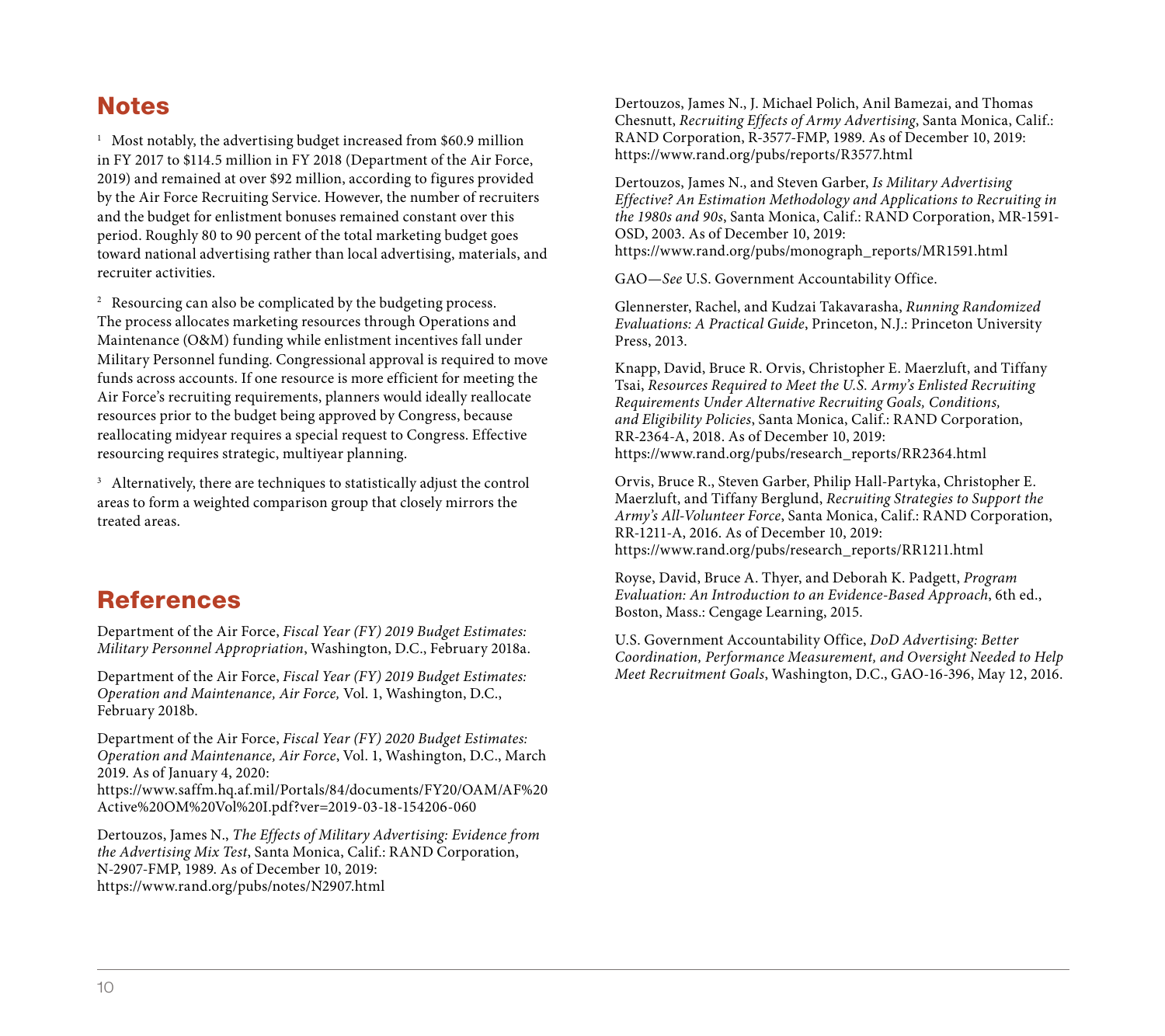## Notes

[1] Most notably, the advertising budget increased from $60.9 million in FY 2017 to $114.5 million in FY 2018 (Department of the Air Force, 2019) and remained at over $92 million, according to figures provided by the Air Force Recruiting Service. However, the number of recruiters and the budget for enlistment bonuses remained constant over this period. Roughly 80 to 90 percent of the total marketing budget goes toward national advertising rather than local advertising, materials, and recruiter activities.

[2] Resourcing can also be complicated by the budgeting process. The process allocates marketing resources through Operations and Maintenance (O&M) funding while enlistment incentives fall under Military Personnel funding. Congressional approval is required to move funds across accounts. If one resource is more efficient for meeting the Air Force's recruiting requirements, planners would ideally reallocate resources prior to the budget being approved by Congress, because reallocating midyear requires a special request to Congress. Effective resourcing requires strategic, multiyear planning.

[3] Alternatively, there are techniques to statistically adjust the control areas to form a weighted comparison group that closely mirrors the treated areas.

## References

Department of the Air Force, *Fiscal Year (FY) 2019 Budget Estimates: Military Personnel Appropriation*, Washington, D.C., February 2018a.

Department of the Air Force, *Fiscal Year (FY) 2019 Budget Estimates: Operation and Maintenance, Air Force,* Vol. 1, Washington, D.C., February 2018b.

Department of the Air Force, *Fiscal Year (FY) 2020 Budget Estimates: Operation and Maintenance, Air Force*, Vol. 1, Washington, D.C., March 2019. As of January 4, 2020: https://www.saffm.hq.af.mil/Portals/84/documents/FY20/OAM/AF%20Active%20OM%20Vol%20I.pdf?ver=2019-03-18-154206-060

Dertouzos, James N., *The Effects of Military Advertising: Evidence from the Advertising Mix Test*, Santa Monica, Calif.: RAND Corporation, N-2907-FMP, 1989. As of December 10, 2019: https://www.rand.org/pubs/notes/N2907.html

Dertouzos, James N., J. Michael Polich, Anil Bamezai, and Thomas Chesnutt, *Recruiting Effects of Army Advertising*, Santa Monica, Calif.: RAND Corporation, R-3577-FMP, 1989. As of December 10, 2019: https://www.rand.org/pubs/reports/R3577.html

Dertouzos, James N., and Steven Garber, *Is Military Advertising Effective? An Estimation Methodology and Applications to Recruiting in the 1980s and 90s*, Santa Monica, Calif.: RAND Corporation, MR-1591-OSD, 2003. As of December 10, 2019: https://www.rand.org/pubs/monograph_reports/MR1591.html

GAO—*See* U.S. Government Accountability Office.

Glennerster, Rachel, and Kudzai Takavarasha, *Running Randomized Evaluations: A Practical Guide*, Princeton, N.J.: Princeton University Press, 2013.

Knapp, David, Bruce R. Orvis, Christopher E. Maerzluft, and Tiffany Tsai, *Resources Required to Meet the U.S. Army's Enlisted Recruiting Requirements Under Alternative Recruiting Goals, Conditions, and Eligibility Policies*, Santa Monica, Calif.: RAND Corporation, RR-2364-A, 2018. As of December 10, 2019: https://www.rand.org/pubs/research_reports/RR2364.html

Orvis, Bruce R., Steven Garber, Philip Hall-Partyka, Christopher E. Maerzluft, and Tiffany Berglund, *Recruiting Strategies to Support the Army's All-Volunteer Force*, Santa Monica, Calif.: RAND Corporation, RR-1211-A, 2016. As of December 10, 2019: https://www.rand.org/pubs/research_reports/RR1211.html

Royse, David, Bruce A. Thyer, and Deborah K. Padgett, *Program Evaluation: An Introduction to an Evidence-Based Approach*, 6th ed., Boston, Mass.: Cengage Learning, 2015.

U.S. Government Accountability Office, *DoD Advertising: Better Coordination, Performance Measurement, and Oversight Needed to Help Meet Recruitment Goals*, Washington, D.C., GAO-16-396, May 12, 2016.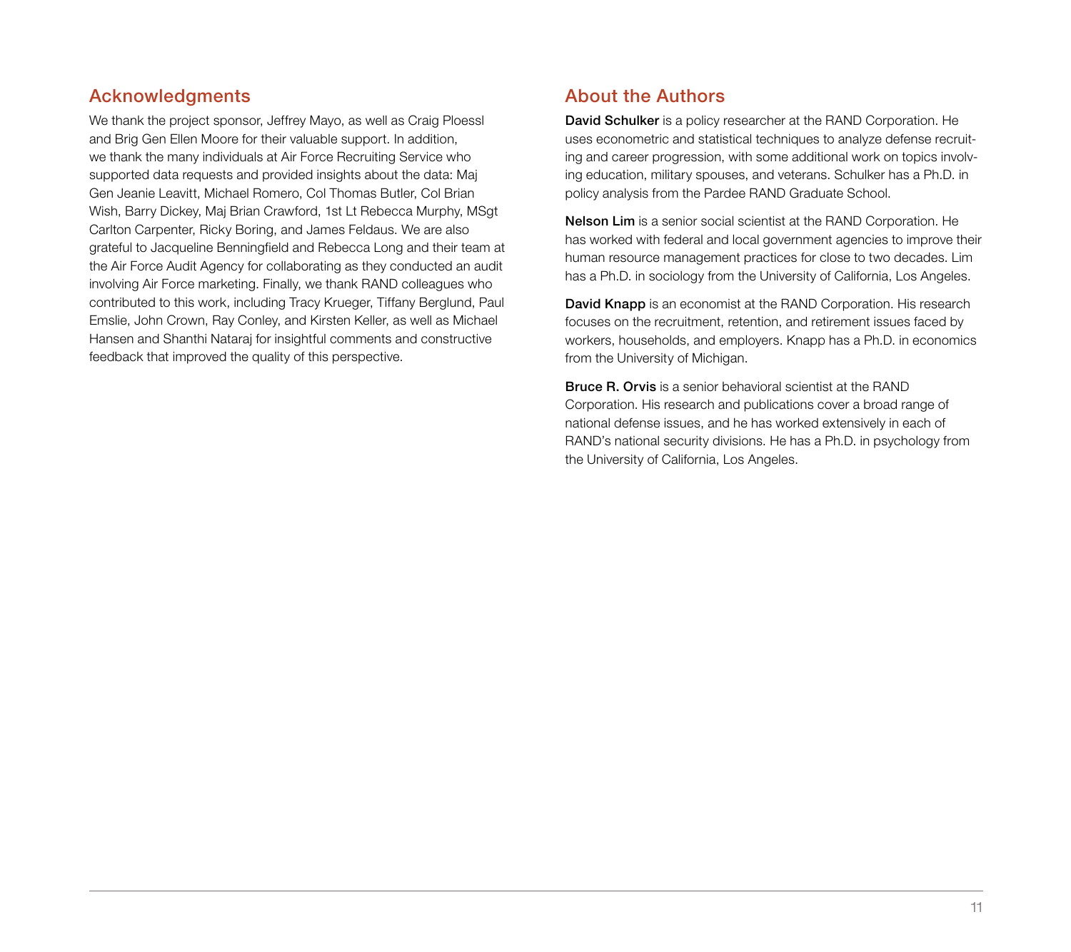## Acknowledgments

We thank the project sponsor, Jeffrey Mayo, as well as Craig Ploessl and Brig Gen Ellen Moore for their valuable support. In addition, we thank the many individuals at Air Force Recruiting Service who supported data requests and provided insights about the data: Maj Gen Jeanie Leavitt, Michael Romero, Col Thomas Butler, Col Brian Wish, Barry Dickey, Maj Brian Crawford, 1st Lt Rebecca Murphy, MSgt Carlton Carpenter, Ricky Boring, and James Feldaus. We are also grateful to Jacqueline Benningfield and Rebecca Long and their team at the Air Force Audit Agency for collaborating as they conducted an audit involving Air Force marketing. Finally, we thank RAND colleagues who contributed to this work, including Tracy Krueger, Tiffany Berglund, Paul Emslie, John Crown, Ray Conley, and Kirsten Keller, as well as Michael Hansen and Shanthi Nataraj for insightful comments and constructive feedback that improved the quality of this perspective.

## About the Authors

**David Schulker** is a policy researcher at the RAND Corporation. He uses econometric and statistical techniques to analyze defense recruiting and career progression, with some additional work on topics involving education, military spouses, and veterans. Schulker has a Ph.D. in policy analysis from the Pardee RAND Graduate School.

**Nelson Lim** is a senior social scientist at the RAND Corporation. He has worked with federal and local government agencies to improve their human resource management practices for close to two decades. Lim has a Ph.D. in sociology from the University of California, Los Angeles.

**David Knapp** is an economist at the RAND Corporation. His research focuses on the recruitment, retention, and retirement issues faced by workers, households, and employers. Knapp has a Ph.D. in economics from the University of Michigan.

**Bruce R. Orvis** is a senior behavioral scientist at the RAND Corporation. His research and publications cover a broad range of national defense issues, and he has worked extensively in each of RAND's national security divisions. He has a Ph.D. in psychology from the University of California, Los Angeles.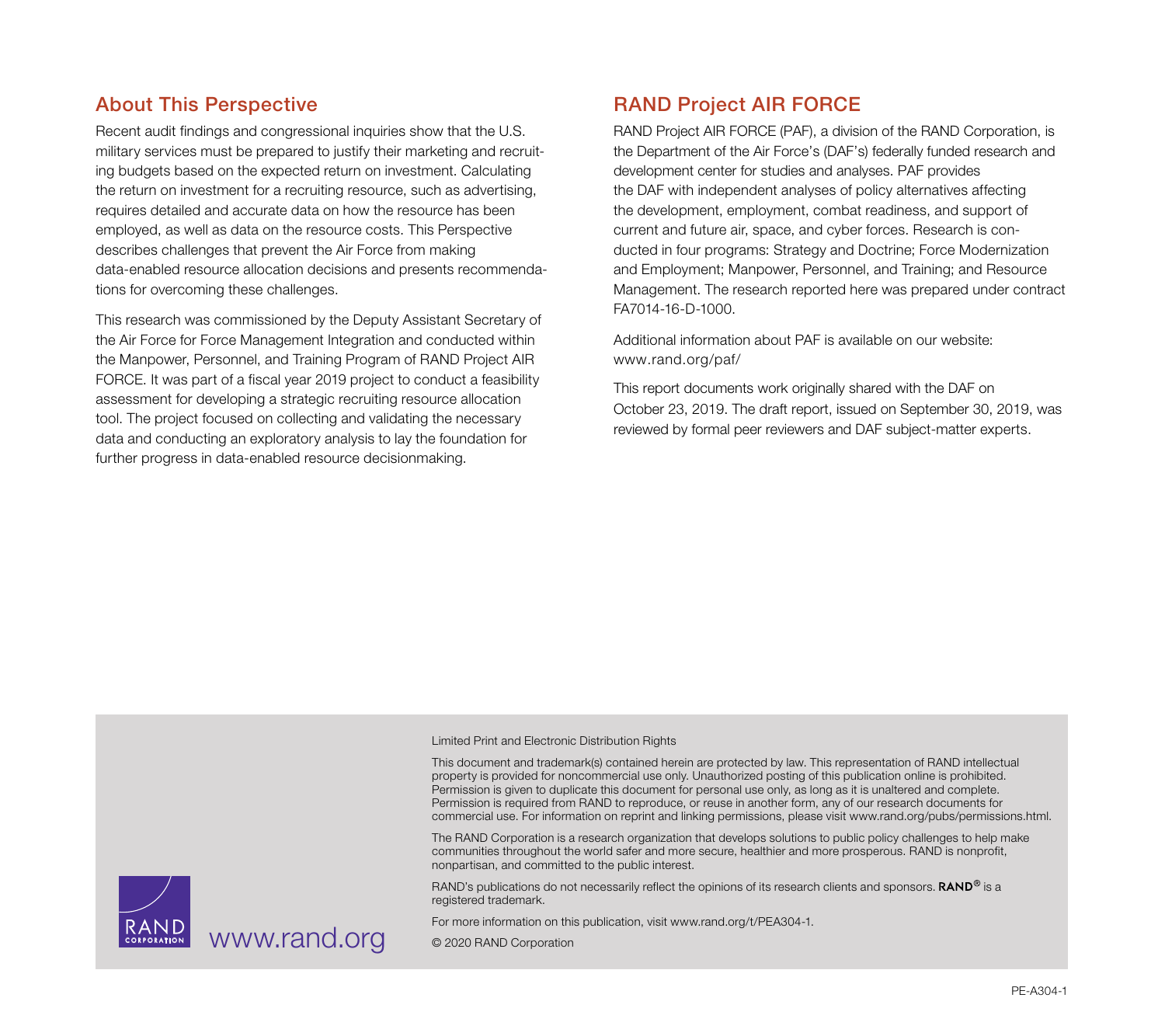## About This Perspective

Recent audit findings and congressional inquiries show that the U.S. military services must be prepared to justify their marketing and recruiting budgets based on the expected return on investment. Calculating the return on investment for a recruiting resource, such as advertising, requires detailed and accurate data on how the resource has been employed, as well as data on the resource costs. This Perspective describes challenges that prevent the Air Force from making data-enabled resource allocation decisions and presents recommendations for overcoming these challenges.

This research was commissioned by the Deputy Assistant Secretary of the Air Force for Force Management Integration and conducted within the Manpower, Personnel, and Training Program of RAND Project AIR FORCE. It was part of a fiscal year 2019 project to conduct a feasibility assessment for developing a strategic recruiting resource allocation tool. The project focused on collecting and validating the necessary data and conducting an exploratory analysis to lay the foundation for further progress in data-enabled resource decisionmaking.

## RAND Project AIR FORCE

RAND Project AIR FORCE (PAF), a division of the RAND Corporation, is the Department of the Air Force's (DAF's) federally funded research and development center for studies and analyses. PAF provides the DAF with independent analyses of policy alternatives affecting the development, employment, combat readiness, and support of current and future air, space, and cyber forces. Research is conducted in four programs: Strategy and Doctrine; Force Modernization and Employment; Manpower, Personnel, and Training; and Resource Management. The research reported here was prepared under contract FA7014-16-D-1000.

Additional information about PAF is available on our website: www.rand.org/paf/

This report documents work originally shared with the DAF on October 23, 2019. The draft report, issued on September 30, 2019, was reviewed by formal peer reviewers and DAF subject-matter experts.

Limited Print and Electronic Distribution Rights

This document and trademark(s) contained herein are protected by law. This representation of RAND intellectual property is provided for noncommercial use only. Unauthorized posting of this publication online is prohibited. Permission is given to duplicate this document for personal use only, as long as it is unaltered and complete. Permission is required from RAND to reproduce, or reuse in another form, any of our research documents for commercial use. For information on reprint and linking permissions, please visit www.rand.org/pubs/permissions.html.

The RAND Corporation is a research organization that develops solutions to public policy challenges to help make communities throughout the world safer and more secure, healthier and more prosperous. RAND is nonprofit, nonpartisan, and committed to the public interest.

RAND's publications do not necessarily reflect the opinions of its research clients and sponsors. **RAND**® is a registered trademark.

For more information on this publication, visit www.rand.org/t/PEA304-1.

© 2020 RAND Corporation

RAND CORPORATION

www.rand.org

PE-A304-1